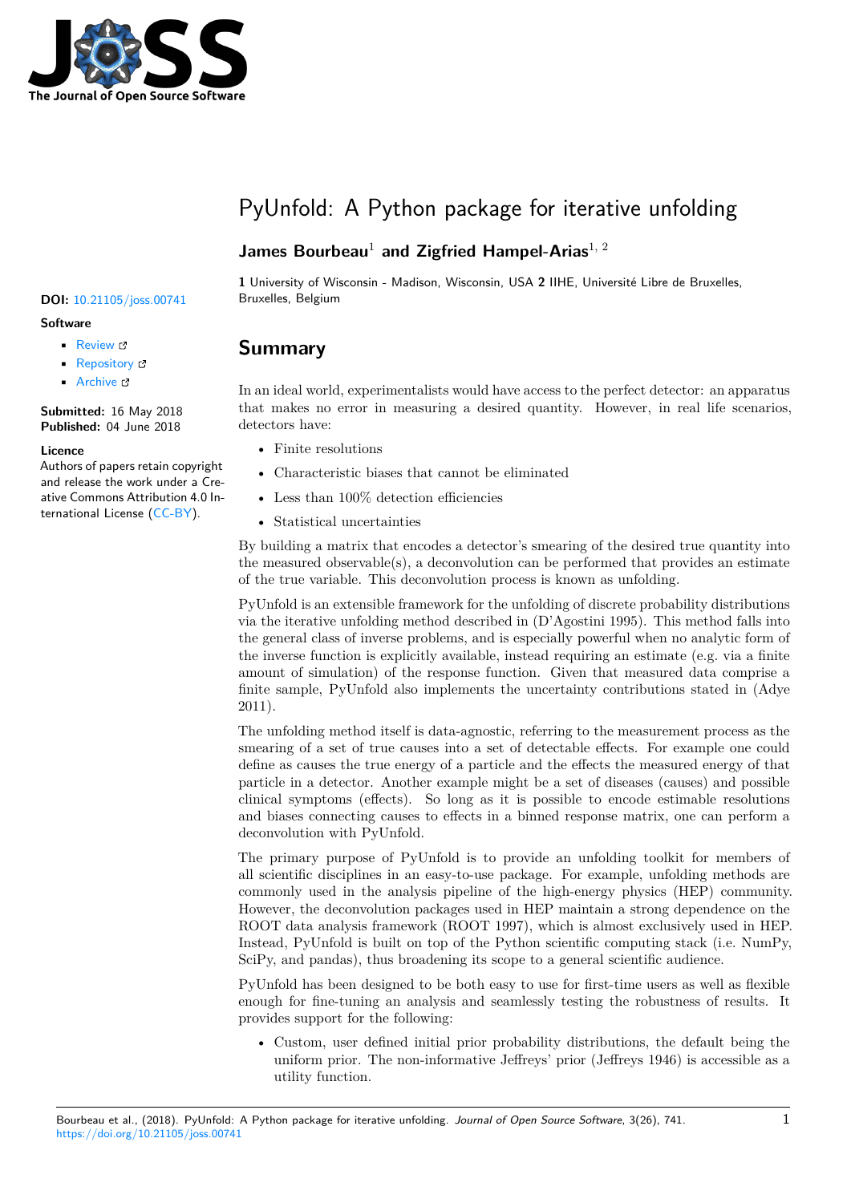# PyUnfold: A Python package for iterative unfolding

**James Bourbeau**[1] **and Zigfried Hampel-Arias**[1, 2]

**1** University of Wisconsin - Madison, Wisconsin, USA **2** IIHE, Université Libre de Bruxelles, Bruxelles, Belgium

**DOI:** 10.21105/joss.00741

**Software**

- Review
- Repository
- Archive

**Submitted:** 16 May 2018
**Published:** 04 June 2018

**Licence**
Authors of papers retain copyright and release the work under a Creative Commons Attribution 4.0 International License (CC-BY).

## Summary

In an ideal world, experimentalists would have access to the perfect detector: an apparatus that makes no error in measuring a desired quantity. However, in real life scenarios, detectors have:

- Finite resolutions
- Characteristic biases that cannot be eliminated
- Less than 100% detection efficiencies
- Statistical uncertainties

By building a matrix that encodes a detector's smearing of the desired true quantity into the measured observable(s), a deconvolution can be performed that provides an estimate of the true variable. This deconvolution process is known as unfolding.

PyUnfold is an extensible framework for the unfolding of discrete probability distributions via the iterative unfolding method described in (D'Agostini 1995). This method falls into the general class of inverse problems, and is especially powerful when no analytic form of the inverse function is explicitly available, instead requiring an estimate (e.g. via a finite amount of simulation) of the response function. Given that measured data comprise a finite sample, PyUnfold also implements the uncertainty contributions stated in (Adye 2011).

The unfolding method itself is data-agnostic, referring to the measurement process as the smearing of a set of true causes into a set of detectable effects. For example one could define as causes the true energy of a particle and the effects the measured energy of that particle in a detector. Another example might be a set of diseases (causes) and possible clinical symptoms (effects). So long as it is possible to encode estimable resolutions and biases connecting causes to effects in a binned response matrix, one can perform a deconvolution with PyUnfold.

The primary purpose of PyUnfold is to provide an unfolding toolkit for members of all scientific disciplines in an easy-to-use package. For example, unfolding methods are commonly used in the analysis pipeline of the high-energy physics (HEP) community. However, the deconvolution packages used in HEP maintain a strong dependence on the ROOT data analysis framework (ROOT 1997), which is almost exclusively used in HEP. Instead, PyUnfold is built on top of the Python scientific computing stack (i.e. NumPy, SciPy, and pandas), thus broadening its scope to a general scientific audience.

PyUnfold has been designed to be both easy to use for first-time users as well as flexible enough for fine-tuning an analysis and seamlessly testing the robustness of results. It provides support for the following:

- Custom, user defined initial prior probability distributions, the default being the uniform prior. The non-informative Jeffreys' prior (Jeffreys 1946) is accessible as a utility function.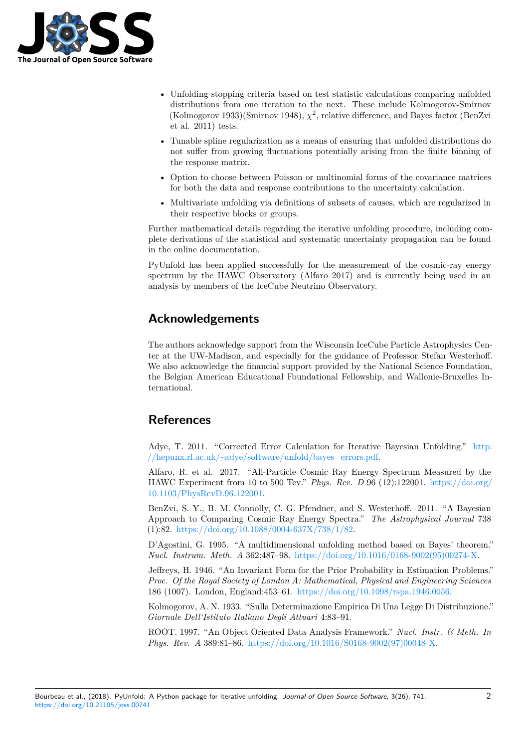- Unfolding stopping criteria based on test statistic calculations comparing unfolded distributions from one iteration to the next. These include Kolmogorov-Smirnov (Kolmogorov 1933)(Smirnov 1948), $\chi^2$, relative difference, and Bayes factor (BenZvi et al. 2011) tests.
- Tunable spline regularization as a means of ensuring that unfolded distributions do not suffer from growing fluctuations potentially arising from the finite binning of the response matrix.
- Option to choose between Poisson or multinomial forms of the covariance matrices for both the data and response contributions to the uncertainty calculation.
- Multivariate unfolding via definitions of subsets of causes, which are regularized in their respective blocks or groups.

Further mathematical details regarding the iterative unfolding procedure, including complete derivations of the statistical and systematic uncertainty propagation can be found in the online documentation.

PyUnfold has been applied successfully for the measurement of the cosmic-ray energy spectrum by the HAWC Observatory (Alfaro 2017) and is currently being used in an analysis by members of the IceCube Neutrino Observatory.

## Acknowledgements

The authors acknowledge support from the Wisconsin IceCube Particle Astrophysics Center at the UW-Madison, and especially for the guidance of Professor Stefan Westerhoff. We also acknowledge the financial support provided by the National Science Foundation, the Belgian American Educational Foundational Fellowship, and Wallonie-Bruxelles International.

## References

Adye, T. 2011. "Corrected Error Calculation for Iterative Bayesian Unfolding." http://hepunx.rl.ac.uk/~adye/software/unfold/bayes_errors.pdf.

Alfaro, R. et al. 2017. "All-Particle Cosmic Ray Energy Spectrum Measured by the HAWC Experiment from 10 to 500 Tev." *Phys. Rev. D* 96 (12):122001. https://doi.org/10.1103/PhysRevD.96.122001.

BenZvi, S. Y., B. M. Connolly, C. G. Pfendner, and S. Westerhoff. 2011. "A Bayesian Approach to Comparing Cosmic Ray Energy Spectra." *The Astrophysical Journal* 738 (1):82. https://doi.org/10.1088/0004-637X/738/1/82.

D'Agostini, G. 1995. "A multidimensional unfolding method based on Bayes' theorem." *Nucl. Instrum. Meth. A* 362:487–98. https://doi.org/10.1016/0168-9002(95)00274-X.

Jeffreys, H. 1946. "An Invariant Form for the Prior Probability in Estimation Problems." *Proc. Of the Royal Society of London A: Mathematical, Physical and Engineering Sciences* 186 (1007). London, England:453–61. https://doi.org/10.1098/rspa.1946.0056.

Kolmogorov, A. N. 1933. "Sulla Determinazione Empirica Di Una Legge Di Distribuzione." *Giornale Dell'Istituto Italiano Degli Attuari* 4:83–91.

ROOT. 1997. "An Object Oriented Data Analysis Framework." *Nucl. Instr. & Meth. In Phys. Rev. A* 389:81–86. https://doi.org/10.1016/S0168-9002(97)00048-X.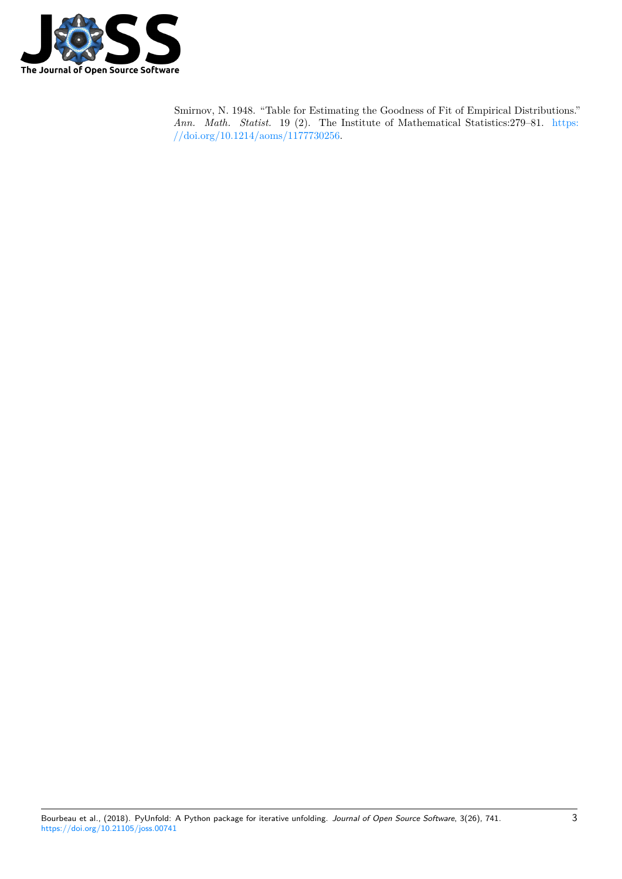Smirnov, N. 1948. "Table for Estimating the Goodness of Fit of Empirical Distributions." *Ann. Math. Statist.* 19 (2). The Institute of Mathematical Statistics:279–81. https://doi.org/10.1214/aoms/1177730256.